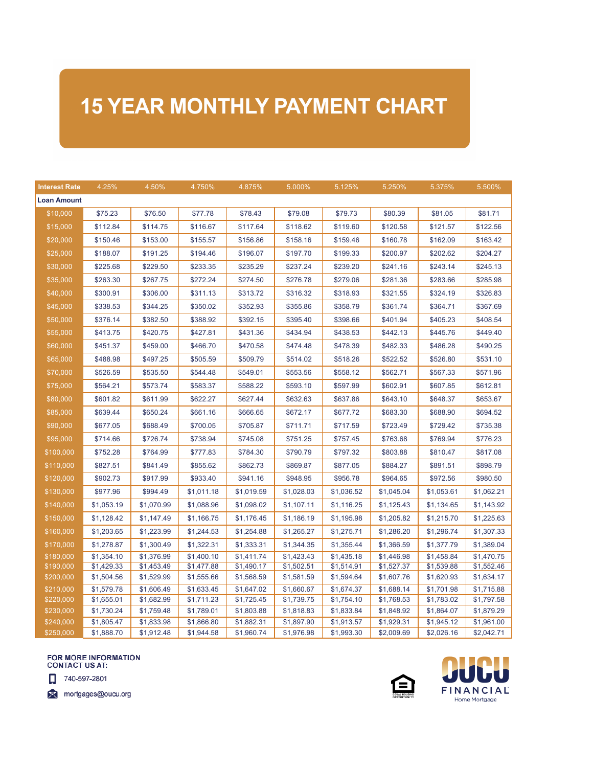# 15 YEAR MONTHLY PAYMENT CHART

| Interest Rate | 4.25% | 4.50% | 4.750% | 4.875% | 5.000% | 5.125% | 5.250% | 5.375% | 5.500% |
|---|---|---|---|---|---|---|---|---|---|
| **Loan Amount** | | | | | | | | | |
| $10,000 | $75.23 | $76.50 | $77.78 | $78.43 | $79.08 | $79.73 | $80.39 | $81.05 | $81.71 |
| $15,000 | $112.84 | $114.75 | $116.67 | $117.64 | $118.62 | $119.60 | $120.58 | $121.57 | $122.56 |
| $20,000 | $150.46 | $153.00 | $155.57 | $156.86 | $158.16 | $159.46 | $160.78 | $162.09 | $163.42 |
| $25,000 | $188.07 | $191.25 | $194.46 | $196.07 | $197.70 | $199.33 | $200.97 | $202.62 | $204.27 |
| $30,000 | $225.68 | $229.50 | $233.35 | $235.29 | $237.24 | $239.20 | $241.16 | $243.14 | $245.13 |
| $35,000 | $263.30 | $267.75 | $272.24 | $274.50 | $276.78 | $279.06 | $281.36 | $283.66 | $285.98 |
| $40,000 | $300.91 | $306.00 | $311.13 | $313.72 | $316.32 | $318.93 | $321.55 | $324.19 | $326.83 |
| $45,000 | $338.53 | $344.25 | $350.02 | $352.93 | $355.86 | $358.79 | $361.74 | $364.71 | $367.69 |
| $50,000 | $376.14 | $382.50 | $388.92 | $392.15 | $395.40 | $398.66 | $401.94 | $405.23 | $408.54 |
| $55,000 | $413.75 | $420.75 | $427.81 | $431.36 | $434.94 | $438.53 | $442.13 | $445.76 | $449.40 |
| $60,000 | $451.37 | $459.00 | $466.70 | $470.58 | $474.48 | $478.39 | $482.33 | $486.28 | $490.25 |
| $65,000 | $488.98 | $497.25 | $505.59 | $509.79 | $514.02 | $518.26 | $522.52 | $526.80 | $531.10 |
| $70,000 | $526.59 | $535.50 | $544.48 | $549.01 | $553.56 | $558.12 | $562.71 | $567.33 | $571.96 |
| $75,000 | $564.21 | $573.74 | $583.37 | $588.22 | $593.10 | $597.99 | $602.91 | $607.85 | $612.81 |
| $80,000 | $601.82 | $611.99 | $622.27 | $627.44 | $632.63 | $637.86 | $643.10 | $648.37 | $653.67 |
| $85,000 | $639.44 | $650.24 | $661.16 | $666.65 | $672.17 | $677.72 | $683.30 | $688.90 | $694.52 |
| $90,000 | $677.05 | $688.49 | $700.05 | $705.87 | $711.71 | $717.59 | $723.49 | $729.42 | $735.38 |
| $95,000 | $714.66 | $726.74 | $738.94 | $745.08 | $751.25 | $757.45 | $763.68 | $769.94 | $776.23 |
| $100,000 | $752.28 | $764.99 | $777.83 | $784.30 | $790.79 | $797.32 | $803.88 | $810.47 | $817.08 |
| $110,000 | $827.51 | $841.49 | $855.62 | $862.73 | $869.87 | $877.05 | $884.27 | $891.51 | $898.79 |
| $120,000 | $902.73 | $917.99 | $933.40 | $941.16 | $948.95 | $956.78 | $964.65 | $972.56 | $980.50 |
| $130,000 | $977.96 | $994.49 | $1,011.18 | $1,019.59 | $1,028.03 | $1,036.52 | $1,045.04 | $1,053.61 | $1,062.21 |
| $140,000 | $1,053.19 | $1,070.99 | $1,088.96 | $1,098.02 | $1,107.11 | $1,116.25 | $1,125.43 | $1,134.65 | $1,143.92 |
| $150,000 | $1,128.42 | $1,147.49 | $1,166.75 | $1,176.45 | $1,186.19 | $1,195.98 | $1,205.82 | $1,215.70 | $1,225.63 |
| $160,000 | $1,203.65 | $1,223.99 | $1,244.53 | $1,254.88 | $1,265.27 | $1,275.71 | $1,286.20 | $1,296.74 | $1,307.33 |
| $170,000 | $1,278.87 | $1,300.49 | $1,322.31 | $1,333.31 | $1,344.35 | $1,355.44 | $1,366.59 | $1,377.79 | $1,389.04 |
| $180,000 | $1,354.10 | $1,376.99 | $1,400.10 | $1,411.74 | $1,423.43 | $1,435.18 | $1,446.98 | $1,458.84 | $1,470.75 |
| $190,000 | $1,429.33 | $1,453.49 | $1,477.88 | $1,490.17 | $1,502.51 | $1,514.91 | $1,527.37 | $1,539.88 | $1,552.46 |
| $200,000 | $1,504.56 | $1,529.99 | $1,555.66 | $1,568.59 | $1,581.59 | $1,594.64 | $1,607.76 | $1,620.93 | $1,634.17 |
| $210,000 | $1,579.78 | $1,606.49 | $1,633.45 | $1,647.02 | $1,660.67 | $1,674.37 | $1,688.14 | $1,701.98 | $1,715.88 |
| $220,000 | $1,655.01 | $1,682.99 | $1,711.23 | $1,725.45 | $1,739.75 | $1,754.10 | $1,768.53 | $1,783.02 | $1,797.58 |
| $230,000 | $1,730.24 | $1,759.48 | $1,789.01 | $1,803.88 | $1,818.83 | $1,833.84 | $1,848.92 | $1,864.07 | $1,879.29 |
| $240,000 | $1,805.47 | $1,833.98 | $1,866.80 | $1,882.31 | $1,897.90 | $1,913.57 | $1,929.31 | $1,945.12 | $1,961.00 |
| $250,000 | $1,888.70 | $1,912.48 | $1,944.58 | $1,960.74 | $1,976.98 | $1,993.30 | $2,009.69 | $2,026.16 | $2,042.71 |

**FOR MORE INFORMATION CONTACT US AT:**

740-597-2801

mortgages@oucu.org

OUCU FINANCIAL Home Mortgage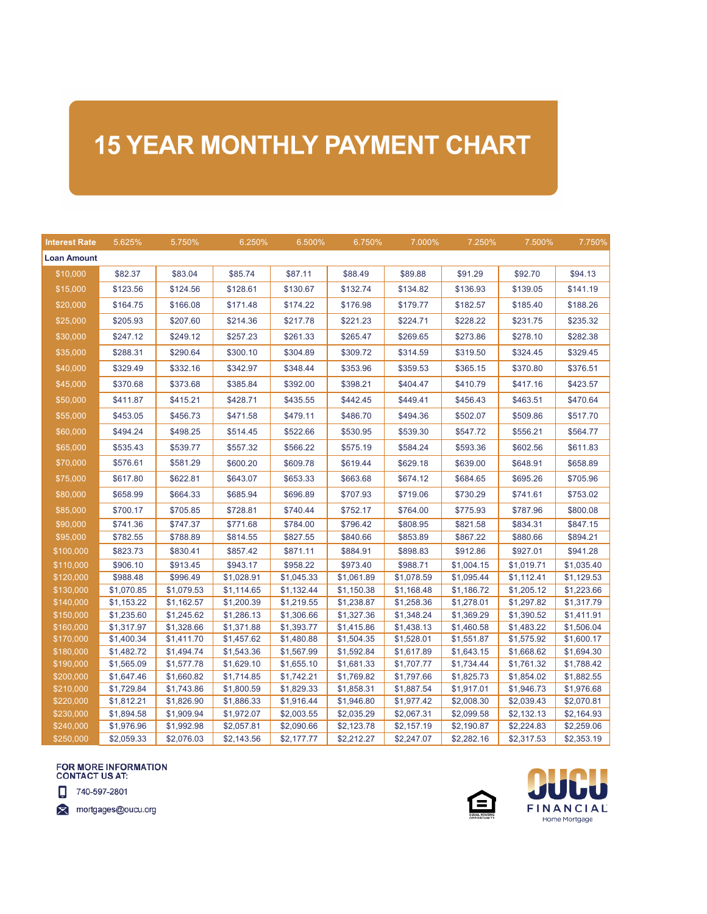# 15 YEAR MONTHLY PAYMENT CHART

| Interest Rate | 5.625% | 5.750% | 6.250% | 6.500% | 6.750% | 7.000% | 7.250% | 7.500% | 7.750% |
|---|---|---|---|---|---|---|---|---|---|
| **Loan Amount** | | | | | | | | | |
| $10,000 | $82.37 | $83.04 | $85.74 | $87.11 | $88.49 | $89.88 | $91.29 | $92.70 | $94.13 |
| $15,000 | $123.56 | $124.56 | $128.61 | $130.67 | $132.74 | $134.82 | $136.93 | $139.05 | $141.19 |
| $20,000 | $164.75 | $166.08 | $171.48 | $174.22 | $176.98 | $179.77 | $182.57 | $185.40 | $188.26 |
| $25,000 | $205.93 | $207.60 | $214.36 | $217.78 | $221.23 | $224.71 | $228.22 | $231.75 | $235.32 |
| $30,000 | $247.12 | $249.12 | $257.23 | $261.33 | $265.47 | $269.65 | $273.86 | $278.10 | $282.38 |
| $35,000 | $288.31 | $290.64 | $300.10 | $304.89 | $309.72 | $314.59 | $319.50 | $324.45 | $329.45 |
| $40,000 | $329.49 | $332.16 | $342.97 | $348.44 | $353.96 | $359.53 | $365.15 | $370.80 | $376.51 |
| $45,000 | $370.68 | $373.68 | $385.84 | $392.00 | $398.21 | $404.47 | $410.79 | $417.16 | $423.57 |
| $50,000 | $411.87 | $415.21 | $428.71 | $435.55 | $442.45 | $449.41 | $456.43 | $463.51 | $470.64 |
| $55,000 | $453.05 | $456.73 | $471.58 | $479.11 | $486.70 | $494.36 | $502.07 | $509.86 | $517.70 |
| $60,000 | $494.24 | $498.25 | $514.45 | $522.66 | $530.95 | $539.30 | $547.72 | $556.21 | $564.77 |
| $65,000 | $535.43 | $539.77 | $557.32 | $566.22 | $575.19 | $584.24 | $593.36 | $602.56 | $611.83 |
| $70,000 | $576.61 | $581.29 | $600.20 | $609.78 | $619.44 | $629.18 | $639.00 | $648.91 | $658.89 |
| $75,000 | $617.80 | $622.81 | $643.07 | $653.33 | $663.68 | $674.12 | $684.65 | $695.26 | $705.96 |
| $80,000 | $658.99 | $664.33 | $685.94 | $696.89 | $707.93 | $719.06 | $730.29 | $741.61 | $753.02 |
| $85,000 | $700.17 | $705.85 | $728.81 | $740.44 | $752.17 | $764.00 | $775.93 | $787.96 | $800.08 |
| $90,000 | $741.36 | $747.37 | $771.68 | $784.00 | $796.42 | $808.95 | $821.58 | $834.31 | $847.15 |
| $95,000 | $782.55 | $788.89 | $814.55 | $827.55 | $840.66 | $853.89 | $867.22 | $880.66 | $894.21 |
| $100,000 | $823.73 | $830.41 | $857.42 | $871.11 | $884.91 | $898.83 | $912.86 | $927.01 | $941.28 |
| $110,000 | $906.10 | $913.45 | $943.17 | $958.22 | $973.40 | $988.71 | $1,004.15 | $1,019.71 | $1,035.40 |
| $120,000 | $988.48 | $996.49 | $1,028.91 | $1,045.33 | $1,061.89 | $1,078.59 | $1,095.44 | $1,112.41 | $1,129.53 |
| $130,000 | $1,070.85 | $1,079.53 | $1,114.65 | $1,132.44 | $1,150.38 | $1,168.48 | $1,186.72 | $1,205.12 | $1,223.66 |
| $140,000 | $1,153.22 | $1,162.57 | $1,200.39 | $1,219.55 | $1,238.87 | $1,258.36 | $1,278.01 | $1,297.82 | $1,317.79 |
| $150,000 | $1,235.60 | $1,245.62 | $1,286.13 | $1,306.66 | $1,327.36 | $1,348.24 | $1,369.29 | $1,390.52 | $1,411.91 |
| $160,000 | $1,317.97 | $1,328.66 | $1,371.88 | $1,393.77 | $1,415.86 | $1,438.13 | $1,460.58 | $1,483.22 | $1,506.04 |
| $170,000 | $1,400.34 | $1,411.70 | $1,457.62 | $1,480.88 | $1,504.35 | $1,528.01 | $1,551.87 | $1,575.92 | $1,600.17 |
| $180,000 | $1,482.72 | $1,494.74 | $1,543.36 | $1,567.99 | $1,592.84 | $1,617.89 | $1,643.15 | $1,668.62 | $1,694.30 |
| $190,000 | $1,565.09 | $1,577.78 | $1,629.10 | $1,655.10 | $1,681.33 | $1,707.77 | $1,734.44 | $1,761.32 | $1,788.42 |
| $200,000 | $1,647.46 | $1,660.82 | $1,714.85 | $1,742.21 | $1,769.82 | $1,797.66 | $1,825.73 | $1,854.02 | $1,882.55 |
| $210,000 | $1,729.84 | $1,743.86 | $1,800.59 | $1,829.33 | $1,858.31 | $1,887.54 | $1,917.01 | $1,946.73 | $1,976.68 |
| $220,000 | $1,812.21 | $1,826.90 | $1,886.33 | $1,916.44 | $1,946.80 | $1,977.42 | $2,008.30 | $2,039.43 | $2,070.81 |
| $230,000 | $1,894.58 | $1,909.94 | $1,972.07 | $2,003.55 | $2,035.29 | $2,067.31 | $2,099.58 | $2,132.13 | $2,164.93 |
| $240,000 | $1,976.96 | $1,992.98 | $2,057.81 | $2,090.66 | $2,123.78 | $2,157.19 | $2,190.87 | $2,224.83 | $2,259.06 |
| $250,000 | $2,059.33 | $2,076.03 | $2,143.56 | $2,177.77 | $2,212.27 | $2,247.07 | $2,282.16 | $2,317.53 | $2,353.19 |

**FOR MORE INFORMATION CONTACT US AT:**

740-597-2801

mortgages@oucu.org

OUCU FINANCIAL Home Mortgage